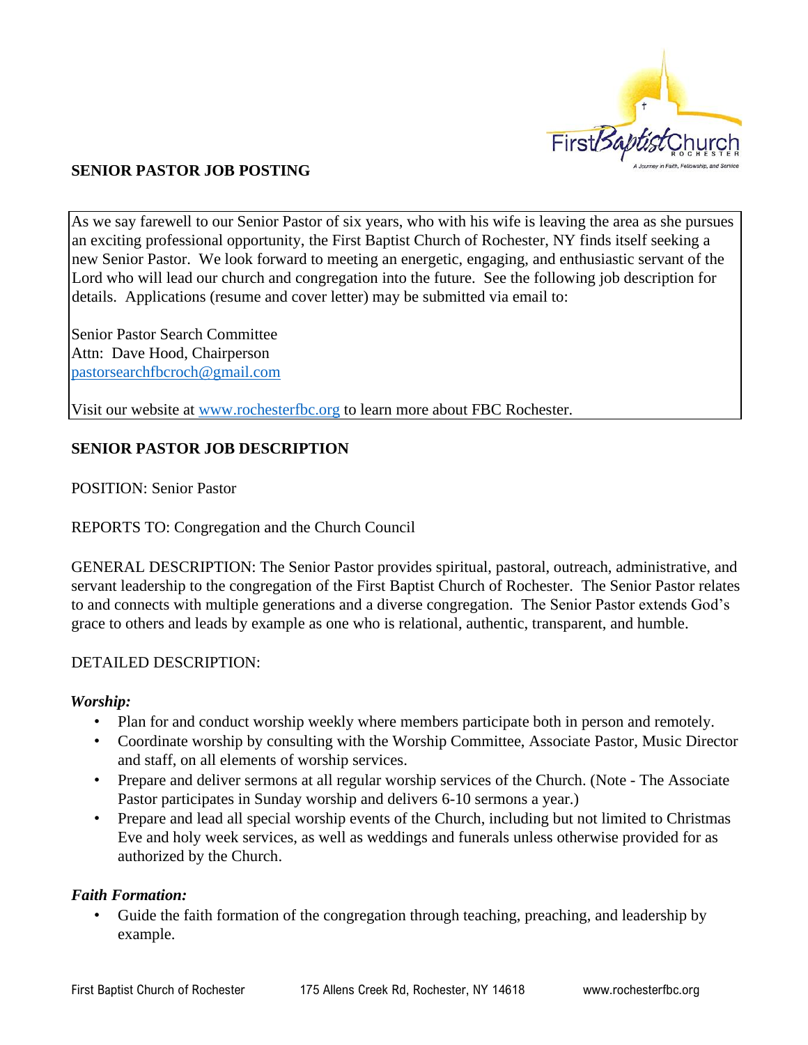## SENIOR PASTOR JOB POSTING

As we say farewell to our Senior Pastor of six years, who with his wife is leaving the area as she pursues an exciting professional opportunity, the First Baptist Church of Rochester, NY finds itself seeking a new Senior Pastor. We look forward to meeting an energetic, engaging, and enthusiastic servant of the Lord who will lead our church and congregation into the future. See the following job description for details. Applications (resume and cover letter) may be submitted via email to:

Senior Pastor Search Committee
Attn: Dave Hood, Chairperson
pastorsearchfbcroch@gmail.com

Visit our website at www.rochesterfbc.org to learn more about FBC Rochester.

## SENIOR PASTOR JOB DESCRIPTION

POSITION: Senior Pastor

REPORTS TO: Congregation and the Church Council

GENERAL DESCRIPTION: The Senior Pastor provides spiritual, pastoral, outreach, administrative, and servant leadership to the congregation of the First Baptist Church of Rochester. The Senior Pastor relates to and connects with multiple generations and a diverse congregation. The Senior Pastor extends God's grace to others and leads by example as one who is relational, authentic, transparent, and humble.

DETAILED DESCRIPTION:

***Worship:***

- Plan for and conduct worship weekly where members participate both in person and remotely.
- Coordinate worship by consulting with the Worship Committee, Associate Pastor, Music Director and staff, on all elements of worship services.
- Prepare and deliver sermons at all regular worship services of the Church. (Note - The Associate Pastor participates in Sunday worship and delivers 6-10 sermons a year.)
- Prepare and lead all special worship events of the Church, including but not limited to Christmas Eve and holy week services, as well as weddings and funerals unless otherwise provided for as authorized by the Church.

***Faith Formation:***

- Guide the faith formation of the congregation through teaching, preaching, and leadership by example.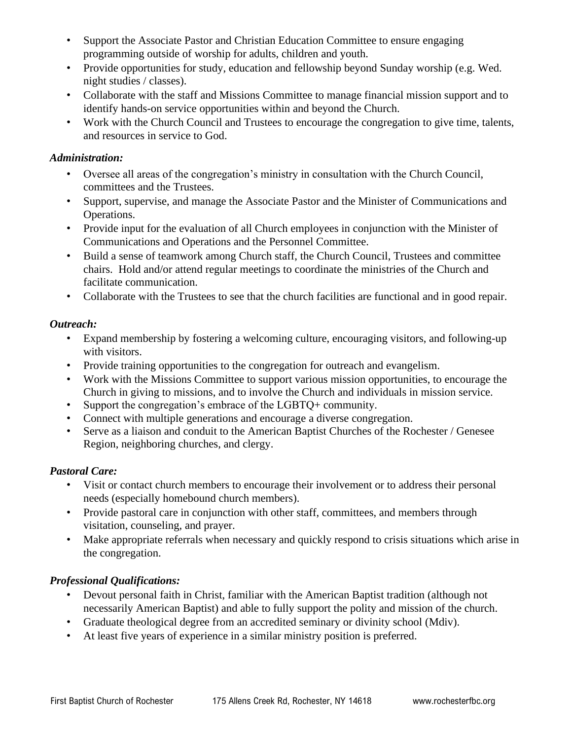- Support the Associate Pastor and Christian Education Committee to ensure engaging programming outside of worship for adults, children and youth.
- Provide opportunities for study, education and fellowship beyond Sunday worship (e.g. Wed. night studies / classes).
- Collaborate with the staff and Missions Committee to manage financial mission support and to identify hands-on service opportunities within and beyond the Church.
- Work with the Church Council and Trustees to encourage the congregation to give time, talents, and resources in service to God.

***Administration:***

- Oversee all areas of the congregation's ministry in consultation with the Church Council, committees and the Trustees.
- Support, supervise, and manage the Associate Pastor and the Minister of Communications and Operations.
- Provide input for the evaluation of all Church employees in conjunction with the Minister of Communications and Operations and the Personnel Committee.
- Build a sense of teamwork among Church staff, the Church Council, Trustees and committee chairs. Hold and/or attend regular meetings to coordinate the ministries of the Church and facilitate communication.
- Collaborate with the Trustees to see that the church facilities are functional and in good repair.

***Outreach:***

- Expand membership by fostering a welcoming culture, encouraging visitors, and following-up with visitors.
- Provide training opportunities to the congregation for outreach and evangelism.
- Work with the Missions Committee to support various mission opportunities, to encourage the Church in giving to missions, and to involve the Church and individuals in mission service.
- Support the congregation's embrace of the LGBTQ+ community.
- Connect with multiple generations and encourage a diverse congregation.
- Serve as a liaison and conduit to the American Baptist Churches of the Rochester / Genesee Region, neighboring churches, and clergy.

***Pastoral Care:***

- Visit or contact church members to encourage their involvement or to address their personal needs (especially homebound church members).
- Provide pastoral care in conjunction with other staff, committees, and members through visitation, counseling, and prayer.
- Make appropriate referrals when necessary and quickly respond to crisis situations which arise in the congregation.

***Professional Qualifications:***

- Devout personal faith in Christ, familiar with the American Baptist tradition (although not necessarily American Baptist) and able to fully support the polity and mission of the church.
- Graduate theological degree from an accredited seminary or divinity school (Mdiv).
- At least five years of experience in a similar ministry position is preferred.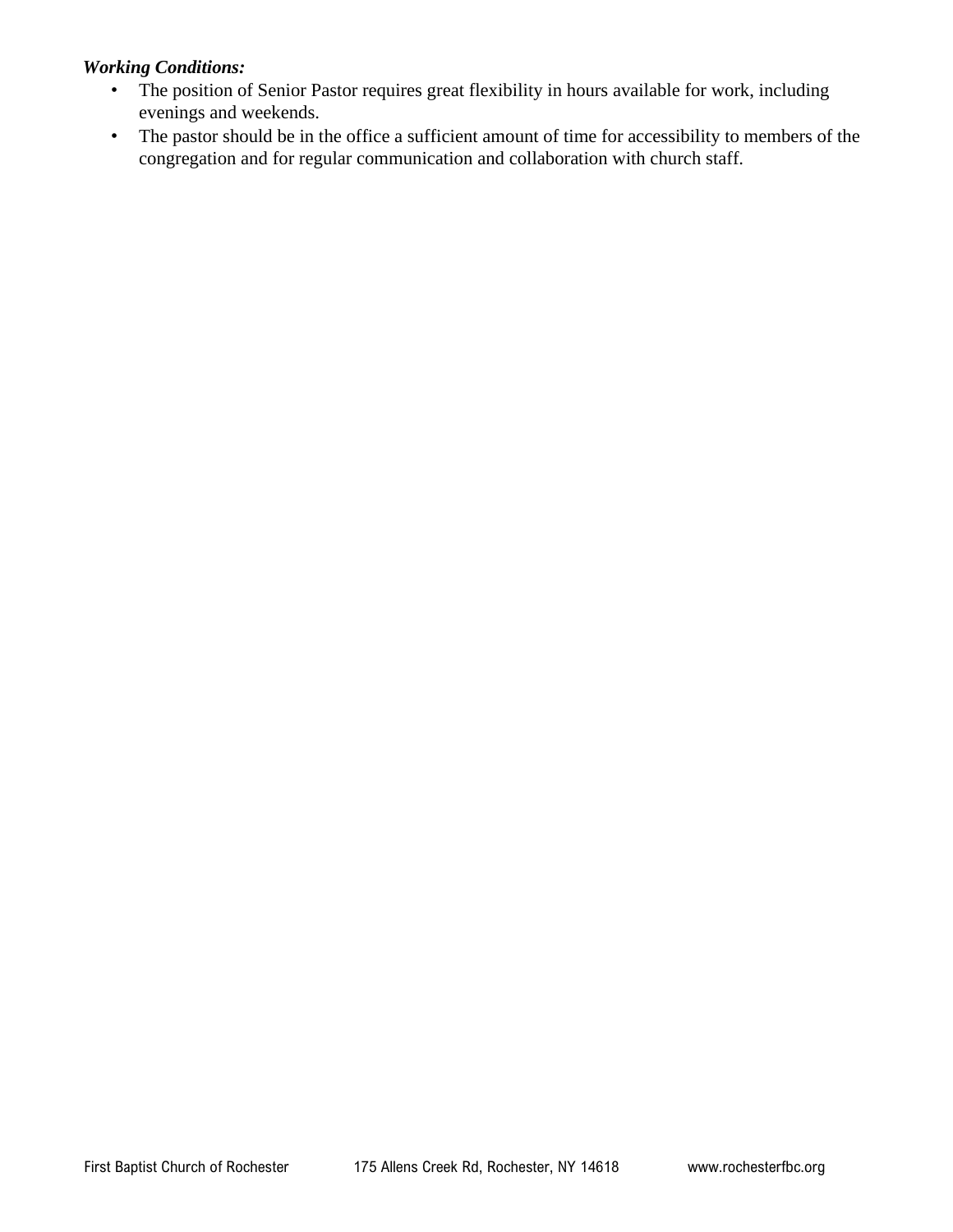***Working Conditions:***

- The position of Senior Pastor requires great flexibility in hours available for work, including evenings and weekends.
- The pastor should be in the office a sufficient amount of time for accessibility to members of the congregation and for regular communication and collaboration with church staff.